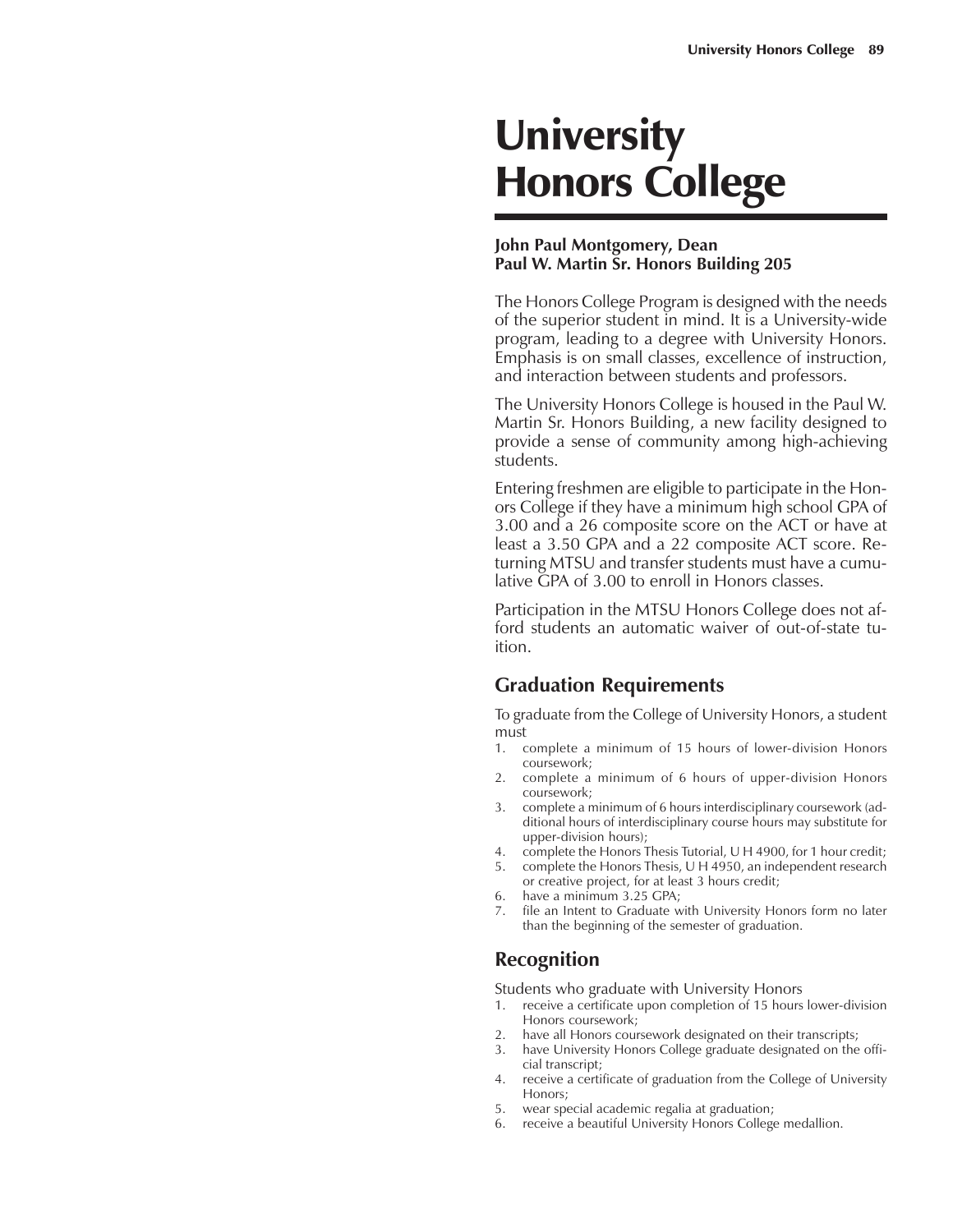# University Honors College

**John Paul Montgomery, Dean**
**Paul W. Martin Sr. Honors Building 205**

The Honors College Program is designed with the needs of the superior student in mind. It is a University-wide program, leading to a degree with University Honors. Emphasis is on small classes, excellence of instruction, and interaction between students and professors.

The University Honors College is housed in the Paul W. Martin Sr. Honors Building, a new facility designed to provide a sense of community among high-achieving students.

Entering freshmen are eligible to participate in the Honors College if they have a minimum high school GPA of 3.00 and a 26 composite score on the ACT or have at least a 3.50 GPA and a 22 composite ACT score. Returning MTSU and transfer students must have a cumulative GPA of 3.00 to enroll in Honors classes.

Participation in the MTSU Honors College does not afford students an automatic waiver of out-of-state tuition.

## Graduation Requirements

To graduate from the College of University Honors, a student must

1. complete a minimum of 15 hours of lower-division Honors coursework;
2. complete a minimum of 6 hours of upper-division Honors coursework;
3. complete a minimum of 6 hours interdisciplinary coursework (additional hours of interdisciplinary course hours may substitute for upper-division hours);
4. complete the Honors Thesis Tutorial, U H 4900, for 1 hour credit;
5. complete the Honors Thesis, U H 4950, an independent research or creative project, for at least 3 hours credit;
6. have a minimum 3.25 GPA;
7. file an Intent to Graduate with University Honors form no later than the beginning of the semester of graduation.

## Recognition

Students who graduate with University Honors

1. receive a certificate upon completion of 15 hours lower-division Honors coursework;
2. have all Honors coursework designated on their transcripts;
3. have University Honors College graduate designated on the official transcript;
4. receive a certificate of graduation from the College of University Honors;
5. wear special academic regalia at graduation;
6. receive a beautiful University Honors College medallion.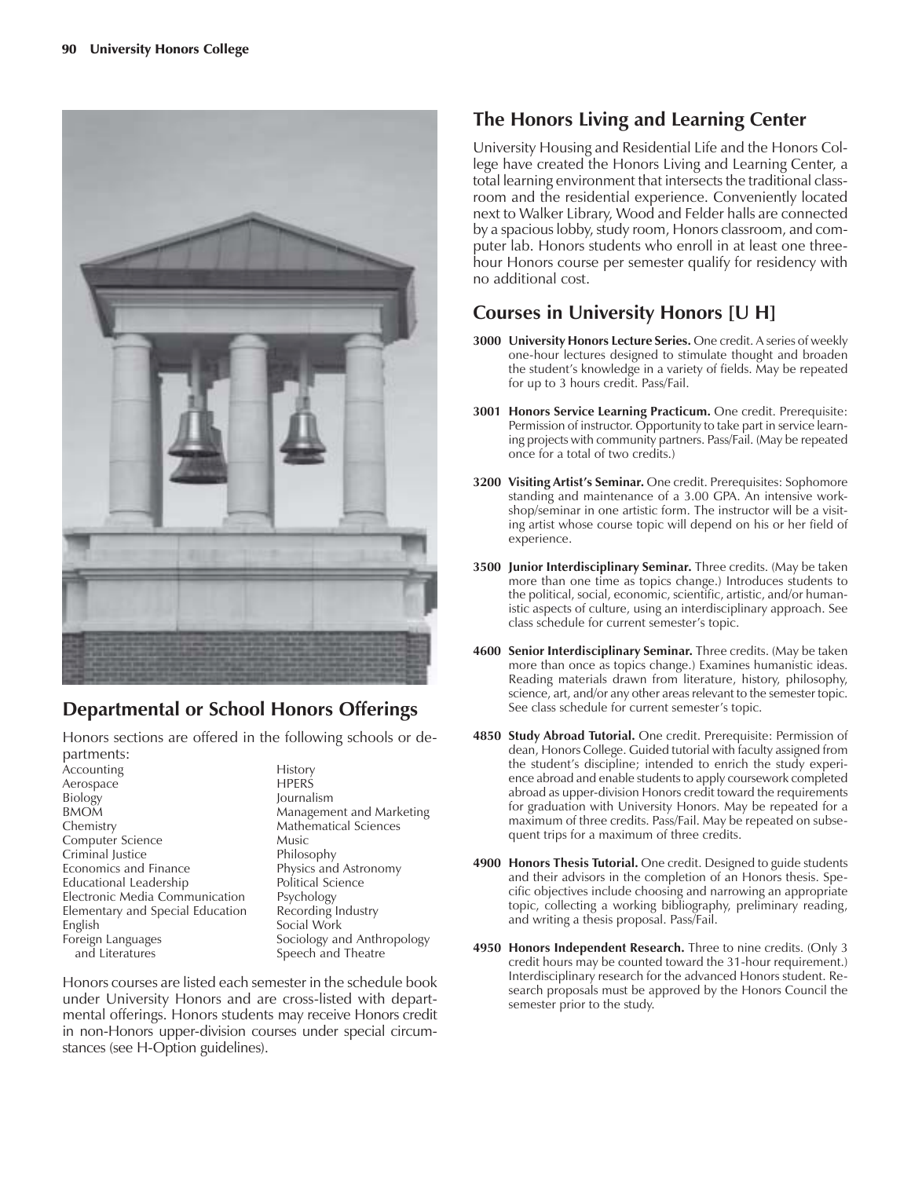## Departmental or School Honors Offerings

Honors sections are offered in the following schools or departments:

- Accounting
- Aerospace
- Biology
- BMOM
- Chemistry
- Computer Science
- Criminal Justice
- Economics and Finance
- Educational Leadership
- Electronic Media Communication
- Elementary and Special Education
- English
- Foreign Languages and Literatures
- History
- HPERS
- Journalism
- Management and Marketing
- Mathematical Sciences
- Music
- Philosophy
- Physics and Astronomy
- Political Science
- Psychology
- Recording Industry
- Social Work
- Sociology and Anthropology
- Speech and Theatre

Honors courses are listed each semester in the schedule book under University Honors and are cross-listed with departmental offerings. Honors students may receive Honors credit in non-Honors upper-division courses under special circumstances (see H-Option guidelines).

## The Honors Living and Learning Center

University Housing and Residential Life and the Honors College have created the Honors Living and Learning Center, a total learning environment that intersects the traditional classroom and the residential experience. Conveniently located next to Walker Library, Wood and Felder halls are connected by a spacious lobby, study room, Honors classroom, and computer lab. Honors students who enroll in at least one three-hour Honors course per semester qualify for residency with no additional cost.

## Courses in University Honors [U H]

**3000 University Honors Lecture Series.** One credit. A series of weekly one-hour lectures designed to stimulate thought and broaden the student's knowledge in a variety of fields. May be repeated for up to 3 hours credit. Pass/Fail.

**3001 Honors Service Learning Practicum.** One credit. Prerequisite: Permission of instructor. Opportunity to take part in service learning projects with community partners. Pass/Fail. (May be repeated once for a total of two credits.)

**3200 Visiting Artist's Seminar.** One credit. Prerequisites: Sophomore standing and maintenance of a 3.00 GPA. An intensive workshop/seminar in one artistic form. The instructor will be a visiting artist whose course topic will depend on his or her field of experience.

**3500 Junior Interdisciplinary Seminar.** Three credits. (May be taken more than one time as topics change.) Introduces students to the political, social, economic, scientific, artistic, and/or humanistic aspects of culture, using an interdisciplinary approach. See class schedule for current semester's topic.

**4600 Senior Interdisciplinary Seminar.** Three credits. (May be taken more than once as topics change.) Examines humanistic ideas. Reading materials drawn from literature, history, philosophy, science, art, and/or any other areas relevant to the semester topic. See class schedule for current semester's topic.

**4850 Study Abroad Tutorial.** One credit. Prerequisite: Permission of dean, Honors College. Guided tutorial with faculty assigned from the student's discipline; intended to enrich the study experience abroad and enable students to apply coursework completed abroad as upper-division Honors credit toward the requirements for graduation with University Honors. May be repeated for a maximum of three credits. Pass/Fail. May be repeated on subsequent trips for a maximum of three credits.

**4900 Honors Thesis Tutorial.** One credit. Designed to guide students and their advisors in the completion of an Honors thesis. Specific objectives include choosing and narrowing an appropriate topic, collecting a working bibliography, preliminary reading, and writing a thesis proposal. Pass/Fail.

**4950 Honors Independent Research.** Three to nine credits. (Only 3 credit hours may be counted toward the 31-hour requirement.) Interdisciplinary research for the advanced Honors student. Research proposals must be approved by the Honors Council the semester prior to the study.